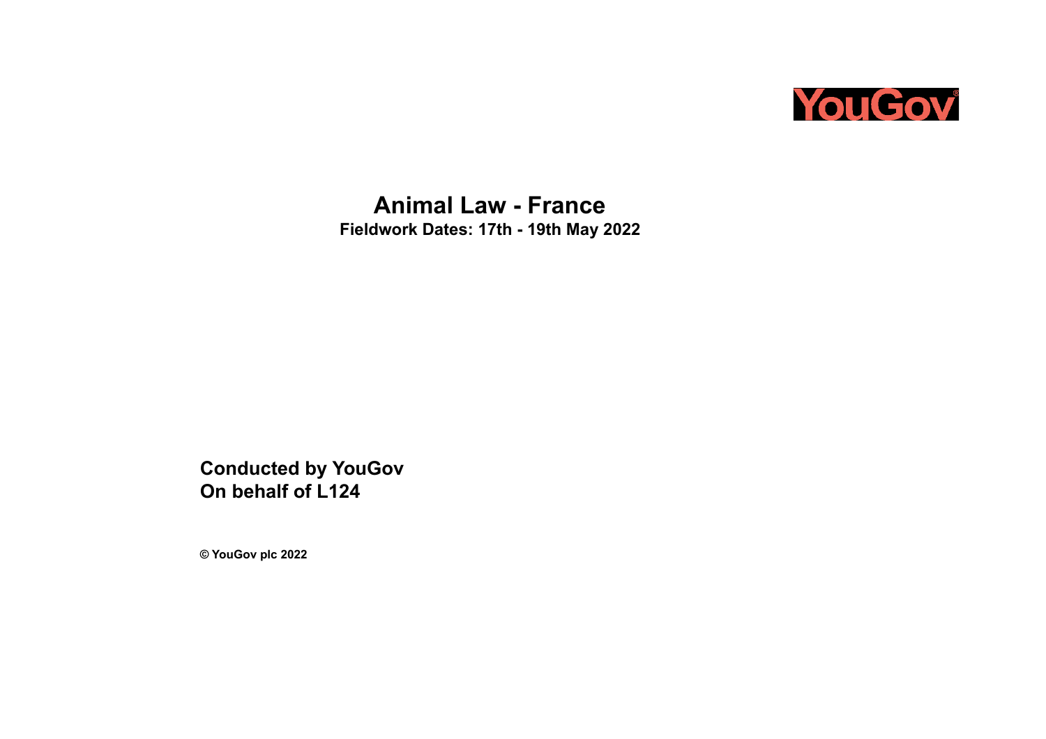YouGov

# Animal Law - France

**Fieldwork Dates: 17th - 19th May 2022**

**Conducted by YouGov**
**On behalf of L124**

**© YouGov plc 2022**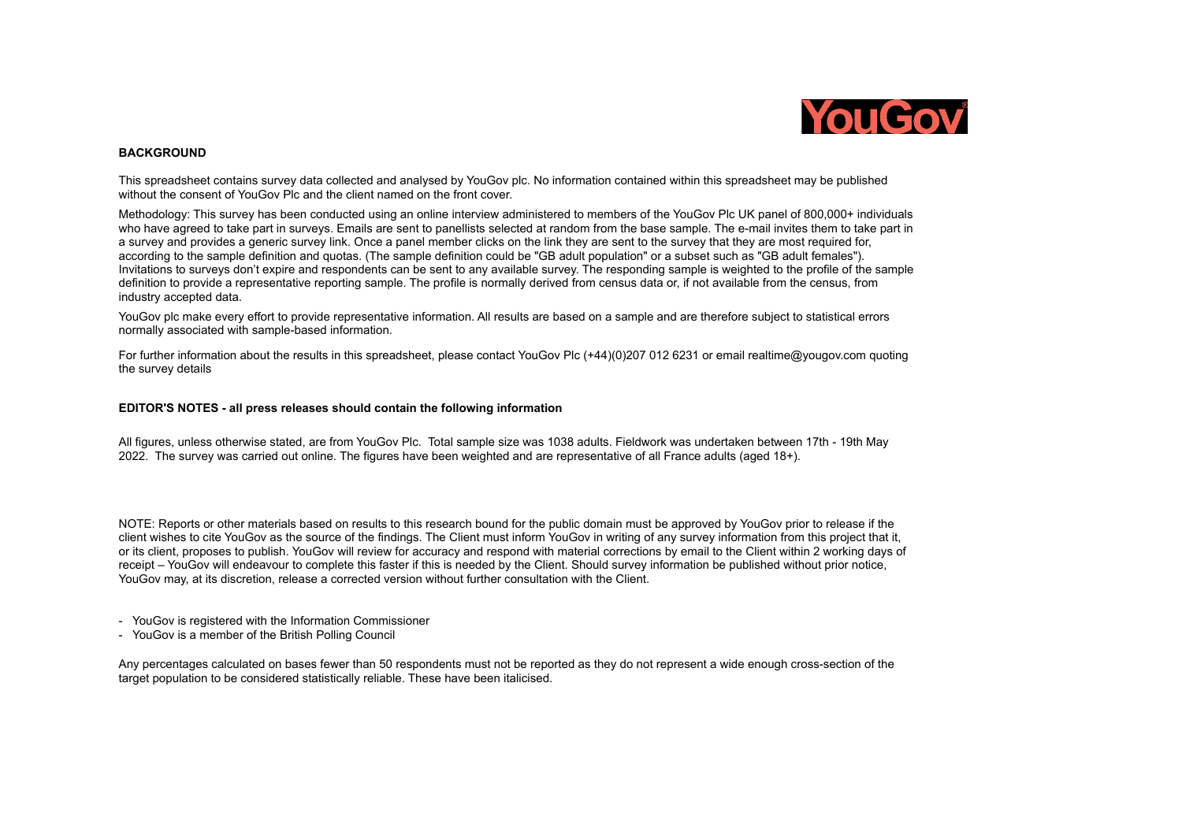YouGov

**BACKGROUND**

This spreadsheet contains survey data collected and analysed by YouGov plc. No information contained within this spreadsheet may be published without the consent of YouGov Plc and the client named on the front cover.

Methodology: This survey has been conducted using an online interview administered to members of the YouGov Plc UK panel of 800,000+ individuals who have agreed to take part in surveys. Emails are sent to panellists selected at random from the base sample. The e-mail invites them to take part in a survey and provides a generic survey link. Once a panel member clicks on the link they are sent to the survey that they are most required for, according to the sample definition and quotas. (The sample definition could be "GB adult population" or a subset such as "GB adult females"). Invitations to surveys don't expire and respondents can be sent to any available survey. The responding sample is weighted to the profile of the sample definition to provide a representative reporting sample. The profile is normally derived from census data or, if not available from the census, from industry accepted data.

YouGov plc make every effort to provide representative information. All results are based on a sample and are therefore subject to statistical errors normally associated with sample-based information.

For further information about the results in this spreadsheet, please contact YouGov Plc (+44)(0)207 012 6231 or email realtime@yougov.com quoting the survey details

**EDITOR'S NOTES - all press releases should contain the following information**

All figures, unless otherwise stated, are from YouGov Plc. Total sample size was 1038 adults. Fieldwork was undertaken between 17th - 19th May 2022. The survey was carried out online. The figures have been weighted and are representative of all France adults (aged 18+).

NOTE: Reports or other materials based on results to this research bound for the public domain must be approved by YouGov prior to release if the client wishes to cite YouGov as the source of the findings. The Client must inform YouGov in writing of any survey information from this project that it, or its client, proposes to publish. YouGov will review for accuracy and respond with material corrections by email to the Client within 2 working days of receipt – YouGov will endeavour to complete this faster if this is needed by the Client. Should survey information be published without prior notice, YouGov may, at its discretion, release a corrected version without further consultation with the Client.

- YouGov is registered with the Information Commissioner
- YouGov is a member of the British Polling Council

Any percentages calculated on bases fewer than 50 respondents must not be reported as they do not represent a wide enough cross-section of the target population to be considered statistically reliable. These have been italicised.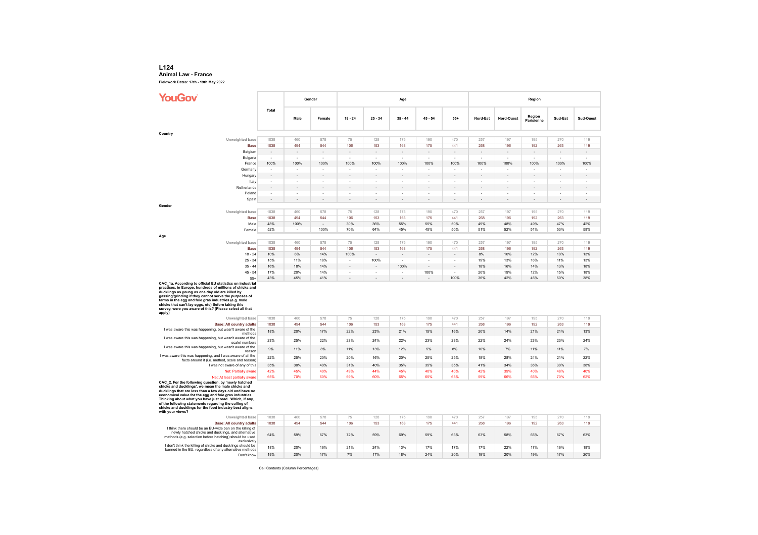# L124

**Animal Law - France**

**Fieldwork Dates: 17th - 19th May 2022**

YouGov

| | Total | Gender | | Age | | | | | Region | | | | |
|---|---|---|---|---|---|---|---|---|---|---|---|---|---|
| | | Male | Female | 18 - 24 | 25 - 34 | 35 - 44 | 45 - 54 | 55+ | Nord-Est | Nord-Ouest | Region Parisienne | Sud-Est | Sud-Ouest |
| **Country** | | | | | | | | | | | | | |
| Unweighted base | 1038 | 460 | 578 | 75 | 128 | 175 | 190 | 470 | 257 | 197 | 195 | 270 | 119 |
| **Base** | 1038 | 494 | 544 | 106 | 153 | 163 | 175 | 441 | 268 | 196 | 192 | 263 | 119 |
| Belgium | - | - | - | - | - | - | - | - | - | - | - | - | - |
| Bulgaria | - | - | - | - | - | - | - | - | - | - | - | - | - |
| France | 100% | 100% | 100% | 100% | 100% | 100% | 100% | 100% | 100% | 100% | 100% | 100% | 100% |
| Germany | - | - | - | - | - | - | - | - | - | - | - | - | - |
| Hungary | - | - | - | - | - | - | - | - | - | - | - | - | - |
| Italy | - | - | - | - | - | - | - | - | - | - | - | - | - |
| Netherlands | - | - | - | - | - | - | - | - | - | - | - | - | - |
| Poland | - | - | - | - | - | - | - | - | - | - | - | - | - |
| Spain | - | - | - | - | - | - | - | - | - | - | - | - | - |
| **Gender** | | | | | | | | | | | | | |
| Unweighted base | 1038 | 460 | 578 | 75 | 128 | 175 | 190 | 470 | 257 | 197 | 195 | 270 | 119 |
| **Base** | 1038 | 494 | 544 | 106 | 153 | 163 | 175 | 441 | 268 | 196 | 192 | 263 | 119 |
| Male | 48% | 100% | - | 30% | 36% | 55% | 55% | 50% | 49% | 48% | 49% | 47% | 42% |
| Female | 52% | - | 100% | 70% | 64% | 45% | 45% | 50% | 51% | 52% | 51% | 53% | 58% |
| **Age** | | | | | | | | | | | | | |
| Unweighted base | 1038 | 460 | 578 | 75 | 128 | 175 | 190 | 470 | 257 | 197 | 195 | 270 | 119 |
| **Base** | 1038 | 494 | 544 | 106 | 153 | 163 | 175 | 441 | 268 | 196 | 192 | 263 | 119 |
| 18 - 24 | 10% | 6% | 14% | 100% | - | - | - | - | 8% | 10% | 12% | 10% | 13% |
| 25 - 34 | 15% | 11% | 18% | - | 100% | - | - | - | 19% | 13% | 16% | 11% | 13% |
| 35 - 44 | 16% | 18% | 14% | - | - | 100% | - | - | 18% | 16% | 14% | 13% | 18% |
| 45 - 54 | 17% | 20% | 14% | - | - | - | 100% | - | 20% | 19% | 12% | 15% | 18% |
| 55+ | 43% | 45% | 41% | - | - | - | - | 100% | 36% | 42% | 45% | 50% | 38% |
| **CAC_1a. According to official EU statistics on industrial practices, in Europe, hundreds of millions of chicks and ducklings as young as one day old are killed by gassing/grinding if they cannot serve the purposes of farms in the egg and foie gras industries (e.g. male chicks that can't lay eggs, etc).Before taking this survey, were you aware of this? (Please select all that apply)** | | | | | | | | | | | | | |
| Unweighted base | 1038 | 460 | 578 | 75 | 128 | 175 | 190 | 470 | 257 | 197 | 195 | 270 | 119 |
| **Base: All country adults** | 1038 | 494 | 544 | 106 | 153 | 163 | 175 | 441 | 268 | 196 | 192 | 263 | 119 |
| I was aware this was happening, but wasn't aware of the methods | 18% | 20% | 17% | 22% | 23% | 21% | 15% | 16% | 20% | 14% | 21% | 21% | 13% |
| I was aware this was happening, but wasn't aware of the scale/ numbers | 23% | 25% | 22% | 23% | 24% | 22% | 23% | 23% | 22% | 24% | 23% | 23% | 24% |
| I was aware this was happening, but wasn't aware of the reason | 9% | 11% | 8% | 11% | 13% | 12% | 5% | 8% | 10% | 7% | 11% | 11% | 7% |
| I was aware this was happening, and I was aware of all the facts around it (i.e. method, scale and reason) | 22% | 25% | 20% | 20% | 16% | 20% | 25% | 25% | 18% | 28% | 24% | 21% | 22% |
| I was not aware of any of this | 35% | 30% | 40% | 31% | 40% | 35% | 35% | 35% | 41% | 34% | 35% | 30% | 38% |
| Net: Partially aware | 42% | 45% | 40% | 49% | 44% | 45% | 40% | 40% | 42% | 39% | 40% | 48% | 40% |
| Net: At least partially aware | 65% | 70% | 60% | 69% | 60% | 65% | 65% | 65% | 59% | 66% | 65% | 70% | 62% |
| **CAC_2. For the following question, by 'newly hatched chicks and ducklings', we mean the male chicks and ducklings that are less than a few days old and have no economical value for the egg and foie gras industries. Thinking about what you have just read...Which, if any, of the following statements regarding the culling of chicks and ducklings for the food industry best aligns with your views?** | | | | | | | | | | | | | |
| Unweighted base | 1038 | 460 | 578 | 75 | 128 | 175 | 190 | 470 | 257 | 197 | 195 | 270 | 119 |
| **Base: All country adults** | 1038 | 494 | 544 | 106 | 153 | 163 | 175 | 441 | 268 | 196 | 192 | 263 | 119 |
| I think there should be an EU-wide ban on the killing of newly hatched chicks and ducklings, and alternative methods (e.g. selection before hatching) should be used exclusively | 64% | 59% | 67% | 72% | 59% | 69% | 59% | 63% | 63% | 58% | 65% | 67% | 63% |
| I don't think the killing of chicks and ducklings should be banned in the EU, regardless of any alternative methods | 18% | 20% | 16% | 21% | 24% | 13% | 17% | 17% | 17% | 22% | 17% | 16% | 18% |
| Don't know | 19% | 20% | 17% | 7% | 17% | 18% | 24% | 20% | 19% | 20% | 19% | 17% | 20% |

Cell Contents (Column Percentages)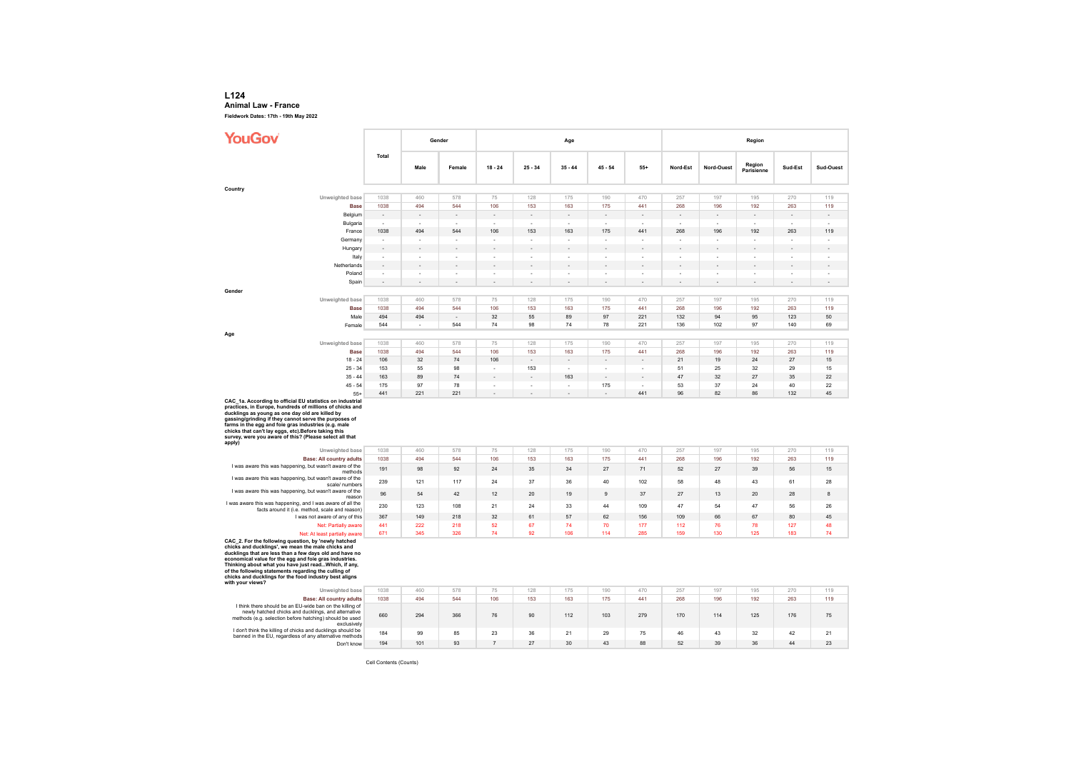**L124**

**Animal Law - France**

**Fieldwork Dates: 17th - 19th May 2022**

YouGov

| | Total | Gender | | Age | | | | | Region | | | | |
|---|---|---|---|---|---|---|---|---|---|---|---|---|---|
| | | Male | Female | 18 - 24 | 25 - 34 | 35 - 44 | 45 - 54 | 55+ | Nord-Est | Nord-Ouest | Region Parisienne | Sud-Est | Sud-Ouest |
| **Country** | | | | | | | | | | | | | |
| Unweighted base | 1038 | 460 | 578 | 75 | 128 | 175 | 190 | 470 | 257 | 197 | 195 | 270 | 119 |
| **Base** | 1038 | 494 | 544 | 106 | 153 | 163 | 175 | 441 | 268 | 196 | 192 | 263 | 119 |
| Belgium | - | - | - | - | - | - | - | - | - | - | - | - | - |
| Bulgaria | - | - | - | - | - | - | - | - | - | - | - | - | - |
| France | 1038 | 494 | 544 | 106 | 153 | 163 | 175 | 441 | 268 | 196 | 192 | 263 | 119 |
| Germany | - | - | - | - | - | - | - | - | - | - | - | - | - |
| Hungary | - | - | - | - | - | - | - | - | - | - | - | - | - |
| Italy | - | - | - | - | - | - | - | - | - | - | - | - | - |
| Netherlands | - | - | - | - | - | - | - | - | - | - | - | - | - |
| Poland | - | - | - | - | - | - | - | - | - | - | - | - | - |
| Spain | - | - | - | - | - | - | - | - | - | - | - | - | - |
| **Gender** | | | | | | | | | | | | | |
| Unweighted base | 1038 | 460 | 578 | 75 | 128 | 175 | 190 | 470 | 257 | 197 | 195 | 270 | 119 |
| **Base** | 1038 | 494 | 544 | 106 | 153 | 163 | 175 | 441 | 268 | 196 | 192 | 263 | 119 |
| Male | 494 | 494 | - | 32 | 55 | 89 | 97 | 221 | 132 | 94 | 95 | 123 | 50 |
| Female | 544 | - | 544 | 74 | 98 | 74 | 78 | 221 | 136 | 102 | 97 | 140 | 69 |
| **Age** | | | | | | | | | | | | | |
| Unweighted base | 1038 | 460 | 578 | 75 | 128 | 175 | 190 | 470 | 257 | 197 | 195 | 270 | 119 |
| **Base** | 1038 | 494 | 544 | 106 | 153 | 163 | 175 | 441 | 268 | 196 | 192 | 263 | 119 |
| 18 - 24 | 106 | 32 | 74 | 106 | - | - | - | - | 21 | 19 | 24 | 27 | 15 |
| 25 - 34 | 153 | 55 | 98 | - | 153 | - | - | - | 51 | 25 | 32 | 29 | 15 |
| 35 - 44 | 163 | 89 | 74 | - | - | 163 | - | - | 47 | 32 | 27 | 35 | 22 |
| 45 - 54 | 175 | 97 | 78 | - | - | - | 175 | - | 53 | 37 | 24 | 40 | 22 |
| 55+ | 441 | 221 | 221 | - | - | - | - | 441 | 96 | 82 | 86 | 132 | 45 |
| **CAC_1a. According to official EU statistics on industrial practices, in Europe, hundreds of millions of chicks and ducklings as young as one day old are killed by gassing/grinding if they cannot serve the purposes of farms in the egg and foie gras industries (e.g. male chicks that can't lay eggs, etc).Before taking this survey, were you aware of this? (Please select all that apply)** | | | | | | | | | | | | | |
| Unweighted base | 1038 | 460 | 578 | 75 | 128 | 175 | 190 | 470 | 257 | 197 | 195 | 270 | 119 |
| **Base: All country adults** | 1038 | 494 | 544 | 106 | 153 | 163 | 175 | 441 | 268 | 196 | 192 | 263 | 119 |
| I was aware this was happening, but wasn't aware of the methods | 191 | 98 | 92 | 24 | 35 | 34 | 27 | 71 | 52 | 27 | 39 | 56 | 15 |
| I was aware this was happening, but wasn't aware of the scale/ numbers | 239 | 121 | 117 | 24 | 37 | 36 | 40 | 102 | 58 | 48 | 43 | 61 | 28 |
| I was aware this was happening, but wasn't aware of the reason | 96 | 54 | 42 | 12 | 20 | 19 | 9 | 37 | 27 | 13 | 20 | 28 | 8 |
| I was aware this was happening, and I was aware of all the facts around it (i.e. method, scale and reason) | 230 | 123 | 108 | 21 | 24 | 33 | 44 | 109 | 47 | 54 | 47 | 56 | 26 |
| I was not aware of any of this | 367 | 149 | 218 | 32 | 61 | 57 | 62 | 156 | 109 | 66 | 67 | 80 | 45 |
| Net: Partially aware | 441 | 222 | 218 | 52 | 67 | 74 | 70 | 177 | 112 | 76 | 78 | 127 | 48 |
| Net: At least partially aware | 671 | 345 | 326 | 74 | 92 | 106 | 114 | 285 | 159 | 130 | 125 | 183 | 74 |
| **CAC_2. For the following question, by 'newly hatched chicks and ducklings', we mean the male chicks and ducklings that are less than a few days old and have no economical value for the egg and foie gras industries. Thinking about what you have just read...Which, if any, of the following statements regarding the culling of chicks and ducklings for the food industry best aligns with your views?** | | | | | | | | | | | | | |
| Unweighted base | 1038 | 460 | 578 | 75 | 128 | 175 | 190 | 470 | 257 | 197 | 195 | 270 | 119 |
| **Base: All country adults** | 1038 | 494 | 544 | 106 | 153 | 163 | 175 | 441 | 268 | 196 | 192 | 263 | 119 |
| I think there should be an EU-wide ban on the killing of newly hatched chicks and ducklings, and alternative methods (e.g. selection before hatching) should be used exclusively | 660 | 294 | 366 | 76 | 90 | 112 | 103 | 279 | 170 | 114 | 125 | 176 | 75 |
| I don't think the killing of chicks and ducklings should be banned in the EU, regardless of any alternative methods | 184 | 99 | 85 | 23 | 36 | 21 | 29 | 75 | 46 | 43 | 32 | 42 | 21 |
| Don't know | 194 | 101 | 93 | 7 | 27 | 30 | 43 | 88 | 52 | 39 | 36 | 44 | 23 |

Cell Contents (Counts)